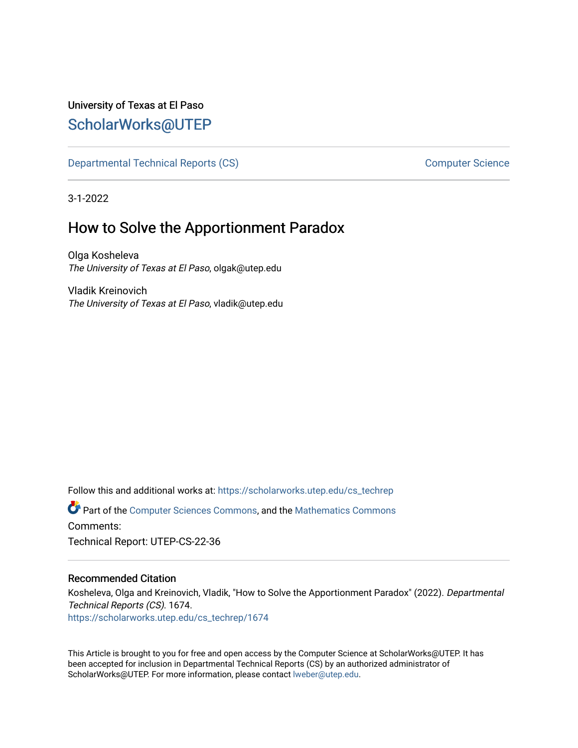University of Texas at El Paso

# ScholarWorks@UTEP

Departmental Technical Reports (CS) | Computer Science

3-1-2022

## How to Solve the Apportionment Paradox

Olga Kosheleva
*The University of Texas at El Paso*, olgak@utep.edu

Vladik Kreinovich
*The University of Texas at El Paso*, vladik@utep.edu

Follow this and additional works at: https://scholarworks.utep.edu/cs_techrep

Part of the Computer Sciences Commons, and the Mathematics Commons

Comments:

Technical Report: UTEP-CS-22-36

### Recommended Citation

Kosheleva, Olga and Kreinovich, Vladik, "How to Solve the Apportionment Paradox" (2022). *Departmental Technical Reports (CS)*. 1674.
https://scholarworks.utep.edu/cs_techrep/1674

This Article is brought to you for free and open access by the Computer Science at ScholarWorks@UTEP. It has been accepted for inclusion in Departmental Technical Reports (CS) by an authorized administrator of ScholarWorks@UTEP. For more information, please contact lweber@utep.edu.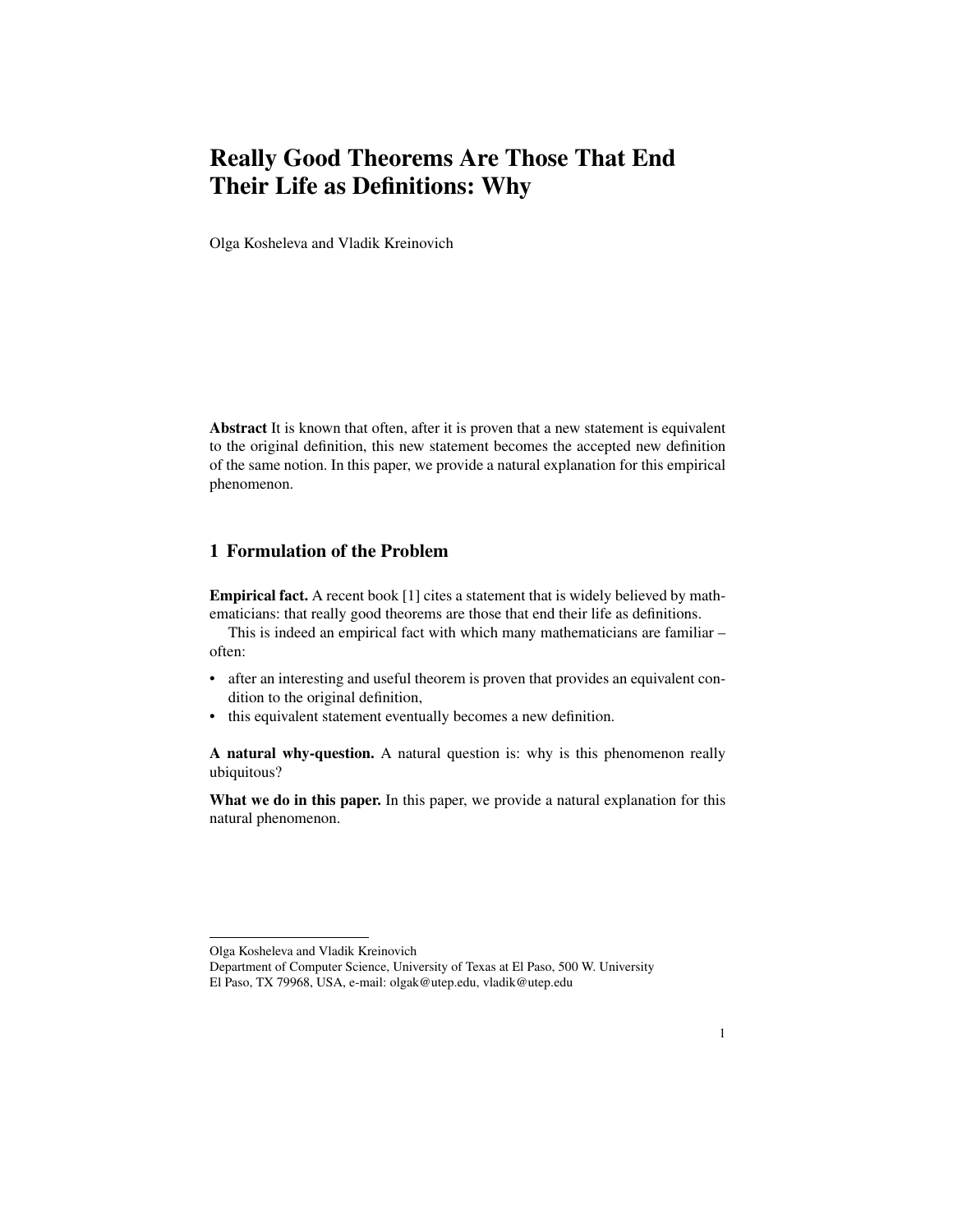# Really Good Theorems Are Those That End Their Life as Definitions: Why

Olga Kosheleva and Vladik Kreinovich

**Abstract** It is known that often, after it is proven that a new statement is equivalent to the original definition, this new statement becomes the accepted new definition of the same notion. In this paper, we provide a natural explanation for this empirical phenomenon.

## 1 Formulation of the Problem

**Empirical fact.** A recent book [1] cites a statement that is widely believed by mathematicians: that really good theorems are those that end their life as definitions.

This is indeed an empirical fact with which many mathematicians are familiar – often:

- after an interesting and useful theorem is proven that provides an equivalent condition to the original definition,
- this equivalent statement eventually becomes a new definition.

**A natural why-question.** A natural question is: why is this phenomenon really ubiquitous?

**What we do in this paper.** In this paper, we provide a natural explanation for this natural phenomenon.

---

Olga Kosheleva and Vladik Kreinovich
Department of Computer Science, University of Texas at El Paso, 500 W. University
El Paso, TX 79968, USA, e-mail: olgak@utep.edu, vladik@utep.edu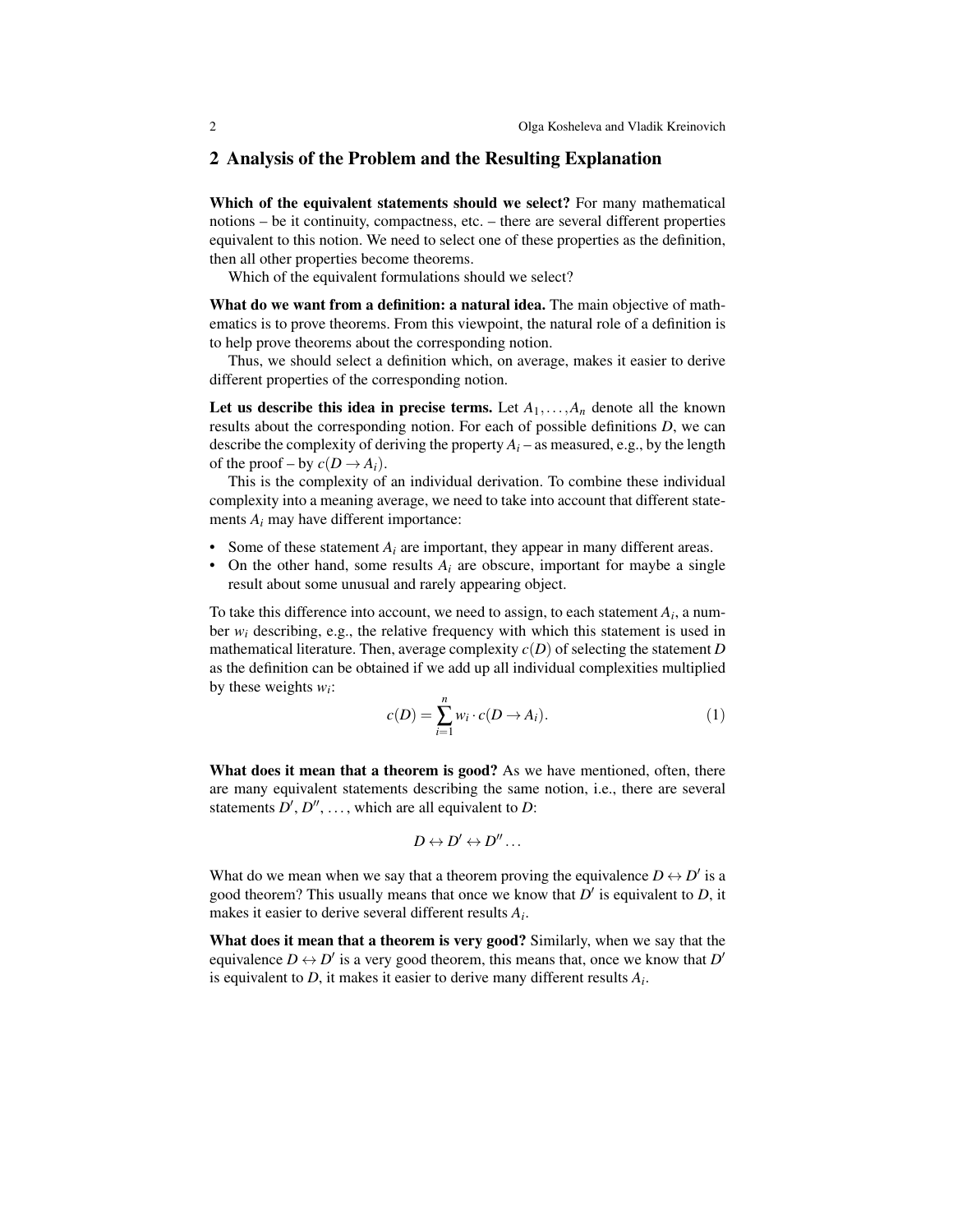## 2 Analysis of the Problem and the Resulting Explanation

**Which of the equivalent statements should we select?** For many mathematical notions – be it continuity, compactness, etc. – there are several different properties equivalent to this notion. We need to select one of these properties as the definition, then all other properties become theorems.

Which of the equivalent formulations should we select?

**What do we want from a definition: a natural idea.** The main objective of mathematics is to prove theorems. From this viewpoint, the natural role of a definition is to help prove theorems about the corresponding notion.

Thus, we should select a definition which, on average, makes it easier to derive different properties of the corresponding notion.

**Let us describe this idea in precise terms.** Let $A_1, \ldots, A_n$ denote all the known results about the corresponding notion. For each of possible definitions $D$, we can describe the complexity of deriving the property $A_i$ – as measured, e.g., by the length of the proof – by $c(D \to A_i)$.

This is the complexity of an individual derivation. To combine these individual complexity into a meaning average, we need to take into account that different statements $A_i$ may have different importance:

- Some of these statement $A_i$ are important, they appear in many different areas.
- On the other hand, some results $A_i$ are obscure, important for maybe a single result about some unusual and rarely appearing object.

To take this difference into account, we need to assign, to each statement $A_i$, a number $w_i$ describing, e.g., the relative frequency with which this statement is used in mathematical literature. Then, average complexity $c(D)$ of selecting the statement $D$ as the definition can be obtained if we add up all individual complexities multiplied by these weights $w_i$:

$$c(D) = \sum_{i=1}^{n} w_i \cdot c(D \to A_i). \tag{1}$$

**What does it mean that a theorem is good?** As we have mentioned, often, there are many equivalent statements describing the same notion, i.e., there are several statements $D'$, $D''$, ..., which are all equivalent to $D$:

$$D \leftrightarrow D' \leftrightarrow D'' \ldots$$

What do we mean when we say that a theorem proving the equivalence $D \leftrightarrow D'$ is a good theorem? This usually means that once we know that $D'$ is equivalent to $D$, it makes it easier to derive several different results $A_i$.

**What does it mean that a theorem is very good?** Similarly, when we say that the equivalence $D \leftrightarrow D'$ is a very good theorem, this means that, once we know that $D'$ is equivalent to $D$, it makes it easier to derive many different results $A_i$.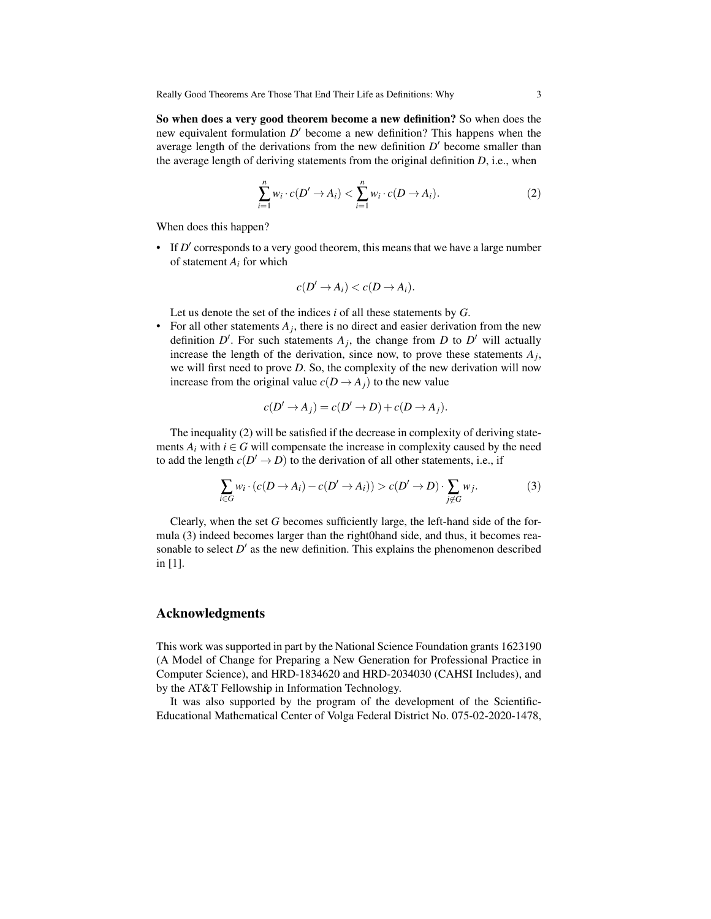**So when does a very good theorem become a new definition?** So when does the new equivalent formulation $D'$ become a new definition? This happens when the average length of the derivations from the new definition $D'$ become smaller than the average length of deriving statements from the original definition $D$, i.e., when

$$\sum_{i=1}^{n} w_i \cdot c(D' \to A_i) < \sum_{i=1}^{n} w_i \cdot c(D \to A_i). \tag{2}$$

When does this happen?

- If $D'$ corresponds to a very good theorem, this means that we have a large number of statement $A_i$ for which

  $$c(D' \to A_i) < c(D \to A_i).$$

  Let us denote the set of the indices $i$ of all these statements by $G$.
- For all other statements $A_j$, there is no direct and easier derivation from the new definition $D'$. For such statements $A_j$, the change from $D$ to $D'$ will actually increase the length of the derivation, since now, to prove these statements $A_j$, we will first need to prove $D$. So, the complexity of the new derivation will now increase from the original value $c(D \to A_j)$ to the new value

  $$c(D' \to A_j) = c(D' \to D) + c(D \to A_j).$$

The inequality (2) will be satisfied if the decrease in complexity of deriving statements $A_i$ with $i \in G$ will compensate the increase in complexity caused by the need to add the length $c(D' \to D)$ to the derivation of all other statements, i.e., if

$$\sum_{i \in G} w_i \cdot (c(D \to A_i) - c(D' \to A_i)) > c(D' \to D) \cdot \sum_{j \notin G} w_j. \tag{3}$$

Clearly, when the set $G$ becomes sufficiently large, the left-hand side of the formula (3) indeed becomes larger than the right0hand side, and thus, it becomes reasonable to select $D'$ as the new definition. This explains the phenomenon described in [1].

## Acknowledgments

This work was supported in part by the National Science Foundation grants 1623190 (A Model of Change for Preparing a New Generation for Professional Practice in Computer Science), and HRD-1834620 and HRD-2034030 (CAHSI Includes), and by the AT&T Fellowship in Information Technology.

It was also supported by the program of the development of the Scientific-Educational Mathematical Center of Volga Federal District No. 075-02-2020-1478,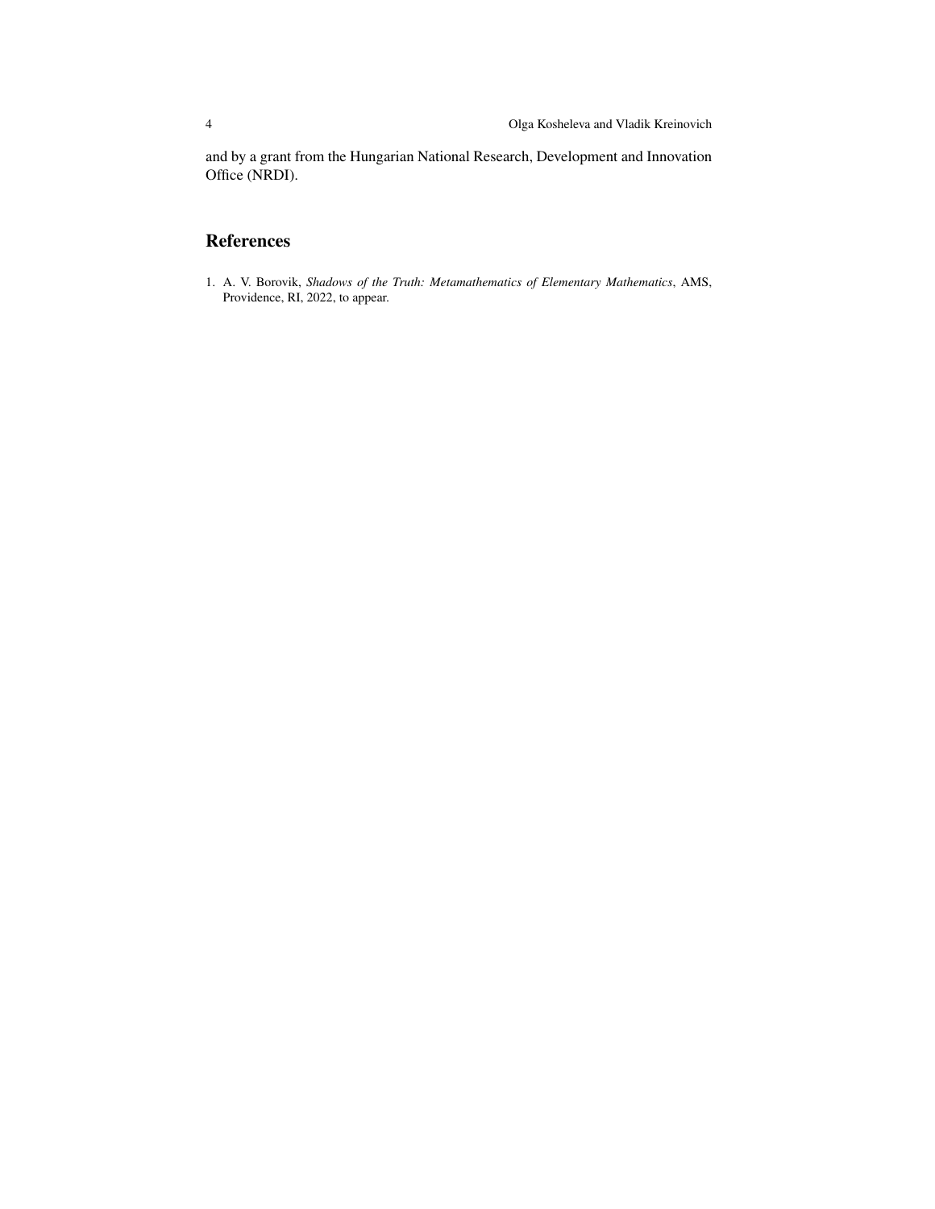and by a grant from the Hungarian National Research, Development and Innovation Office (NRDI).

## References

1. A. V. Borovik, *Shadows of the Truth: Metamathematics of Elementary Mathematics*, AMS, Providence, RI, 2022, to appear.